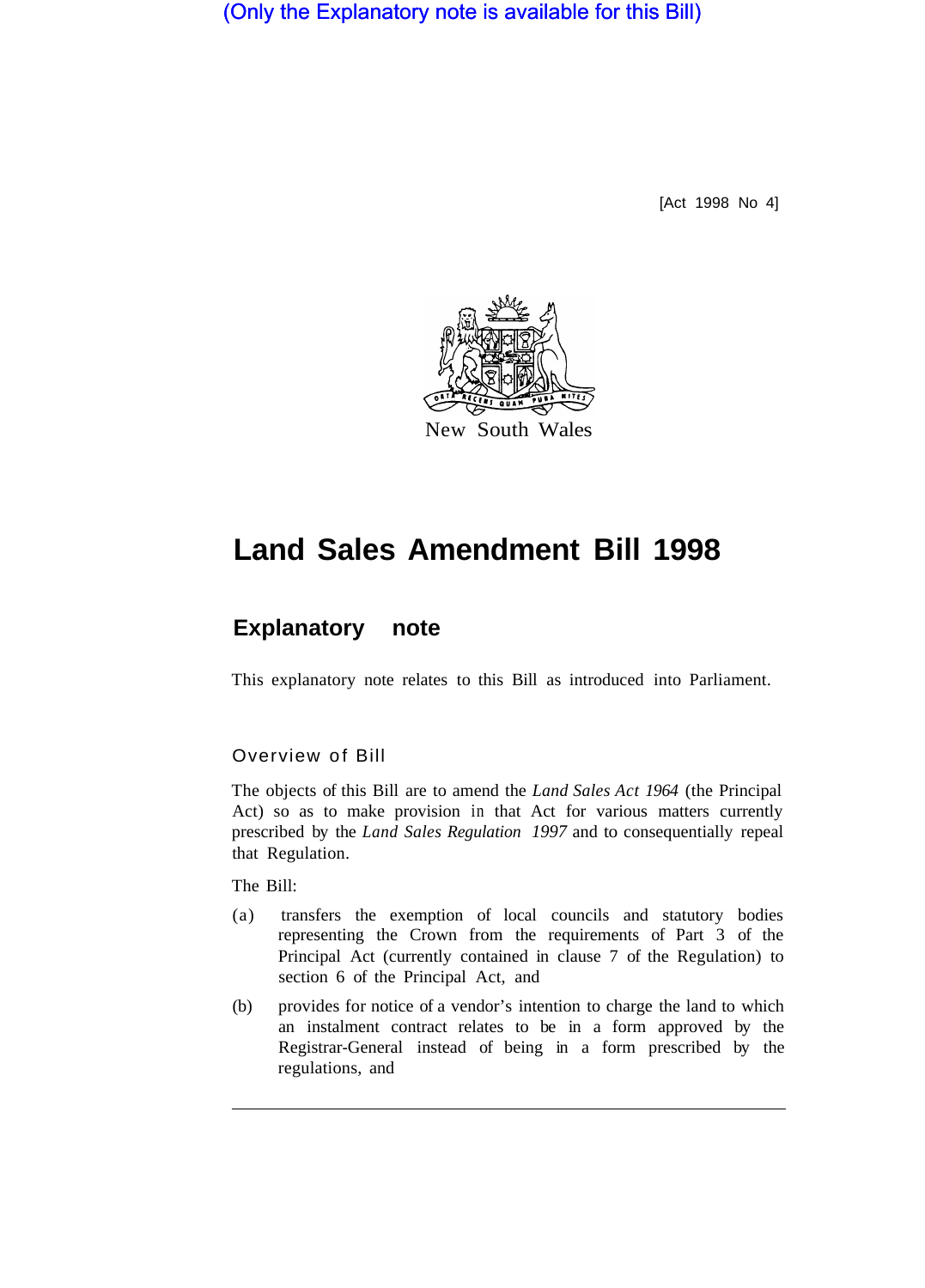(Only the Explanatory note is available for this Bill)

[Act 1998 No 4]

New South Wales

# Land Sales Amendment Bill 1998

## Explanatory note

This explanatory note relates to this Bill as introduced into Parliament.

### Overview of Bill

The objects of this Bill are to amend the *Land Sales Act 1964* (the Principal Act) so as to make provision in that Act for various matters currently prescribed by the *Land Sales Regulation 1997* and to consequentially repeal that Regulation.

The Bill:

(a) transfers the exemption of local councils and statutory bodies representing the Crown from the requirements of Part 3 of the Principal Act (currently contained in clause 7 of the Regulation) to section 6 of the Principal Act, and

(b) provides for notice of a vendor's intention to charge the land to which an instalment contract relates to be in a form approved by the Registrar-General instead of being in a form prescribed by the regulations, and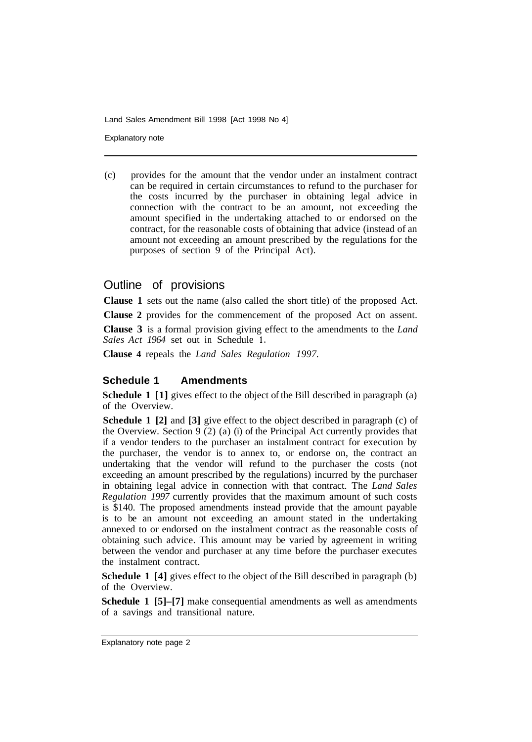(c) provides for the amount that the vendor under an instalment contract can be required in certain circumstances to refund to the purchaser for the costs incurred by the purchaser in obtaining legal advice in connection with the contract to be an amount, not exceeding the amount specified in the undertaking attached to or endorsed on the contract, for the reasonable costs of obtaining that advice (instead of an amount not exceeding an amount prescribed by the regulations for the purposes of section 9 of the Principal Act).

## Outline of provisions

**Clause 1** sets out the name (also called the short title) of the proposed Act.

**Clause 2** provides for the commencement of the proposed Act on assent.

**Clause 3** is a formal provision giving effect to the amendments to the *Land Sales Act 1964* set out in Schedule 1.

**Clause 4** repeals the *Land Sales Regulation 1997*.

### Schedule 1 Amendments

**Schedule 1 [1]** gives effect to the object of the Bill described in paragraph (a) of the Overview.

**Schedule 1 [2]** and **[3]** give effect to the object described in paragraph (c) of the Overview. Section 9 (2) (a) (i) of the Principal Act currently provides that if a vendor tenders to the purchaser an instalment contract for execution by the purchaser, the vendor is to annex to, or endorse on, the contract an undertaking that the vendor will refund to the purchaser the costs (not exceeding an amount prescribed by the regulations) incurred by the purchaser in obtaining legal advice in connection with that contract. The *Land Sales Regulation 1997* currently provides that the maximum amount of such costs is $140. The proposed amendments instead provide that the amount payable is to be an amount not exceeding an amount stated in the undertaking annexed to or endorsed on the instalment contract as the reasonable costs of obtaining such advice. This amount may be varied by agreement in writing between the vendor and purchaser at any time before the purchaser executes the instalment contract.

**Schedule 1 [4]** gives effect to the object of the Bill described in paragraph (b) of the Overview.

**Schedule 1 [5]–[7]** make consequential amendments as well as amendments of a savings and transitional nature.